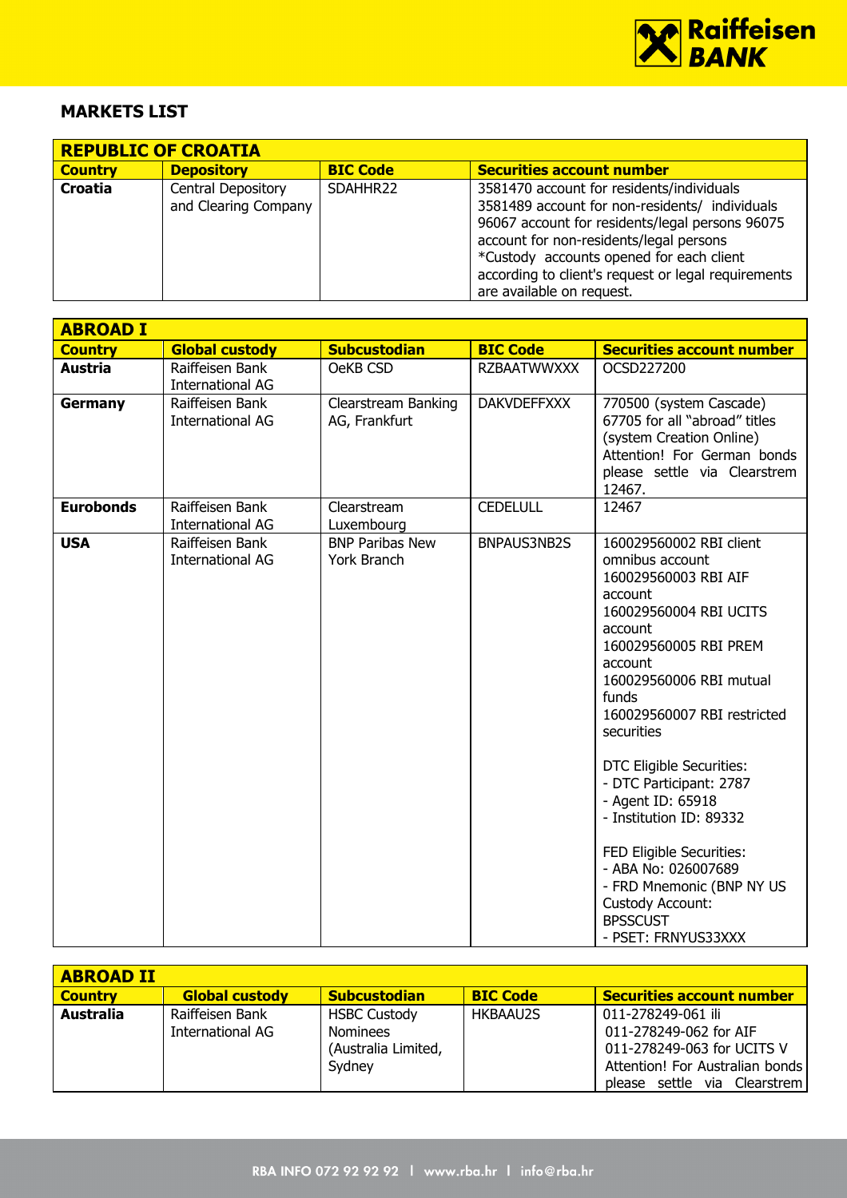## MARKETS LIST

| REPUBLIC OF CROATIA | | | |
|---|---|---|---|
| **Country** | **Depository** | **BIC Code** | **Securities account number** |
| **Croatia** | Central Depository and Clearing Company | SDAHHR22 | 3581470 account for residents/individuals 3581489 account for non-residents/ individuals 96067 account for residents/legal persons 96075 account for non-residents/legal persons *Custody accounts opened for each client according to client's request or legal requirements are available on request. |

| ABROAD I | | | | |
|---|---|---|---|---|
| **Country** | **Global custody** | **Subcustodian** | **BIC Code** | **Securities account number** |
| **Austria** | Raiffeisen Bank International AG | OeKB CSD | RZBAATWWXXX | OCSD227200 |
| **Germany** | Raiffeisen Bank International AG | Clearstream Banking AG, Frankfurt | DAKVDEFFXXX | 770500 (system Cascade) 67705 for all "abroad" titles (system Creation Online) Attention! For German bonds please settle via Clearstrem 12467. |
| **Eurobonds** | Raiffeisen Bank International AG | Clearstream Luxembourg | CEDELULL | 12467 |
| **USA** | Raiffeisen Bank International AG | BNP Paribas New York Branch | BNPAUS3NB2S | 160029560002 RBI client omnibus account<br>160029560003 RBI AIF account<br>160029560004 RBI UCITS account<br>160029560005 RBI PREM account<br>160029560006 RBI mutual funds<br>160029560007 RBI restricted securities<br><br>DTC Eligible Securities:<br>- DTC Participant: 2787<br>- Agent ID: 65918<br>- Institution ID: 89332<br><br>FED Eligible Securities:<br>- ABA No: 026007689<br>- FRD Mnemonic (BNP NY US Custody Account: BPSSCUST<br>- PSET: FRNYUS33XXX |

| ABROAD II | | | | |
|---|---|---|---|---|
| **Country** | **Global custody** | **Subcustodian** | **BIC Code** | **Securities account number** |
| **Australia** | Raiffeisen Bank International AG | HSBC Custody Nominees (Australia Limited, Sydney | HKBAAU2S | 011-278249-061 ili<br>011-278249-062 for AIF<br>011-278249-063 for UCITS V<br>Attention! For Australian bonds please settle via Clearstrem |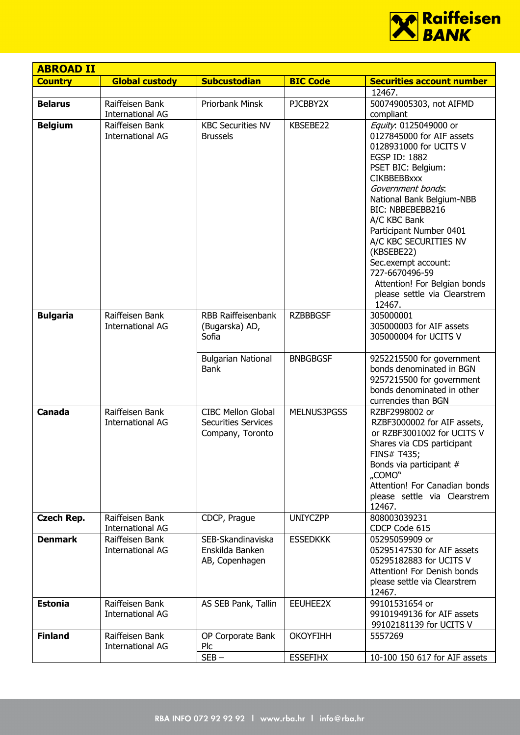| ABROAD II | | | | |
|---|---|---|---|---|
| **Country** | **Global custody** | **Subcustodian** | **BIC Code** | **Securities account number** |
| | | | | 12467. |
| **Belarus** | Raiffeisen Bank International AG | Priorbank Minsk | PJCBBY2X | 500749005303, not AIFMD compliant |
| **Belgium** | Raiffeisen Bank International AG | KBC Securities NV Brussels | KBSEBE22 | *Equity*: 0125049000 or 0127845000 for AIF assets 0128931000 for UCITS V EGSP ID: 1882 PSET BIC: Belgium: CIKBBEBBxxx *Government bonds*: National Bank Belgium-NBB BIC: NBBEBEBB216 A/C KBC Bank Participant Number 0401 A/C KBC SECURITIES NV (KBSEBE22) Sec.exempt account: 727-6670496-59 Attention! For Belgian bonds please settle via Clearstrem 12467. |
| **Bulgaria** | Raiffeisen Bank International AG | RBB Raiffeisenbank (Bugarska) AD, Sofia | RZBBBGSF | 305000001 305000003 for AIF assets 305000004 for UCITS V |
| | | Bulgarian National Bank | BNBGBGSF | 9252215500 for government bonds denominated in BGN 9257215500 for government bonds denominated in other currencies than BGN |
| **Canada** | Raiffeisen Bank International AG | CIBC Mellon Global Securities Services Company, Toronto | MELNUS3PGSS | RZBF2998002 or RZBF3000002 for AIF assets, or RZBF3001002 for UCITS V Shares via CDS participant FINS# T435; Bonds via participant # „COMO" Attention! For Canadian bonds please settle via Clearstrem 12467. |
| **Czech Rep.** | Raiffeisen Bank International AG | CDCP, Prague | UNIYCZPP | 808003039231 CDCP Code 615 |
| **Denmark** | Raiffeisen Bank International AG | SEB-Skandinaviska Enskilda Banken AB, Copenhagen | ESSEDKKK | 05295059909 or 05295147530 for AIF assets 05295182883 for UCITS V Attention! For Denish bonds please settle via Clearstrem 12467. |
| **Estonia** | Raiffeisen Bank International AG | AS SEB Pank, Tallin | EEUHEE2X | 99101531654 or 99101949136 for AIF assets 99102181139 for UCITS V |
| **Finland** | Raiffeisen Bank International AG | OP Corporate Bank Plc | OKOYFIHH | 5557269 |
| | | SEB – | ESSEFIHX | 10-100 150 617 for AIF assets |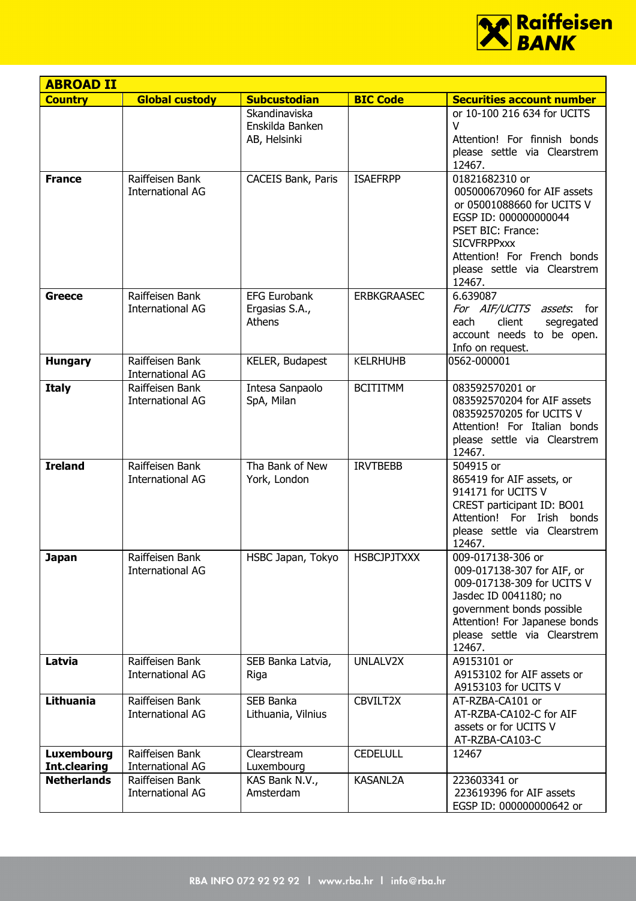| ABROAD II | | | | |
|---|---|---|---|---|
| **Country** | **Global custody** | **Subcustodian** | **BIC Code** | **Securities account number** |
| | | Skandinaviska Enskilda Banken AB, Helsinki | | or 10-100 216 634 for UCITS V<br>Attention! For finnish bonds please settle via Clearstrem 12467. |
| **France** | Raiffeisen Bank International AG | CACEIS Bank, Paris | ISAEFRPP | 01821682310 or 005000670960 for AIF assets or 05001088660 for UCITS V<br>EGSP ID: 000000000044<br>PSET BIC: France: SICVFRPPxxx<br>Attention! For French bonds please settle via Clearstrem 12467. |
| **Greece** | Raiffeisen Bank International AG | EFG Eurobank Ergasias S.A., Athens | ERBKGRAASEC | 6.639087<br>*For AIF/UCITS assets*: for each client segregated account needs to be open. Info on request. |
| **Hungary** | Raiffeisen Bank International AG | KELER, Budapest | KELRHUHB | 0562-000001 |
| **Italy** | Raiffeisen Bank International AG | Intesa Sanpaolo SpA, Milan | BCITITMM | 083592570201 or 083592570204 for AIF assets 083592570205 for UCITS V<br>Attention! For Italian bonds please settle via Clearstrem 12467. |
| **Ireland** | Raiffeisen Bank International AG | Tha Bank of New York, London | IRVTBEBB | 504915 or<br>865419 for AIF assets, or<br>914171 for UCITS V<br>CREST participant ID: BO01<br>Attention! For Irish bonds please settle via Clearstrem 12467. |
| **Japan** | Raiffeisen Bank International AG | HSBC Japan, Tokyo | HSBCJPJTXXX | 009-017138-306 or 009-017138-307 for AIF, or 009-017138-309 for UCITS V<br>Jasdec ID 0041180; no government bonds possible<br>Attention! For Japanese bonds please settle via Clearstrem 12467. |
| **Latvia** | Raiffeisen Bank International AG | SEB Banka Latvia, Riga | UNLALV2X | A9153101 or A9153102 for AIF assets or A9153103 for UCITS V |
| **Lithuania** | Raiffeisen Bank International AG | SEB Banka Lithuania, Vilnius | CBVILT2X | AT-RZBA-CA101 or AT-RZBA-CA102-C for AIF assets or for UCITS V AT-RZBA-CA103-C |
| **Luxembourg Int.clearing** | Raiffeisen Bank International AG | Clearstream Luxembourg | CEDELULL | 12467 |
| **Netherlands** | Raiffeisen Bank International AG | KAS Bank N.V., Amsterdam | KASANL2A | 223603341 or 223619396 for AIF assets<br>EGSP ID: 000000000642 or |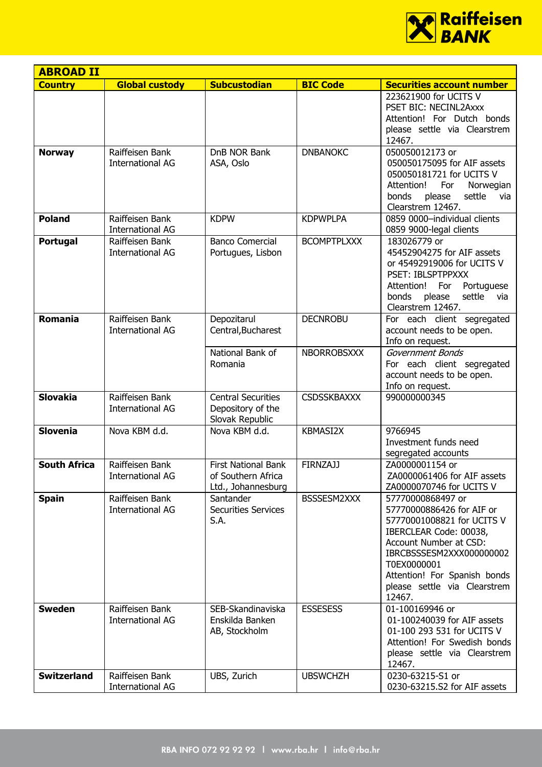| ABROAD II | | | | |
|---|---|---|---|---|
| **Country** | **Global custody** | **Subcustodian** | **BIC Code** | **Securities account number** |
| | | | | 223621900 for UCITS V<br>PSET BIC: NECINL2Axxx<br>Attention! For Dutch bonds please settle via Clearstrem 12467. |
| **Norway** | Raiffeisen Bank International AG | DnB NOR Bank ASA, Oslo | DNBANOKC | 050050012173 or<br>050050175095 for AIF assets<br>050050181721 for UCITS V<br>Attention! For Norwegian bonds please settle via Clearstrem 12467. |
| **Poland** | Raiffeisen Bank International AG | KDPW | KDPWPLPA | 0859 0000–individual clients<br>0859 9000-legal clients |
| **Portugal** | Raiffeisen Bank International AG | Banco Comercial Portugues, Lisbon | BCOMPTPLXXX | 183026779 or<br>45452904275 for AIF assets<br>or 45492919006 for UCITS V<br>PSET: IBLSPTPPXXX<br>Attention! For Portuguese bonds please settle via Clearstrem 12467. |
| **Romania** | Raiffeisen Bank International AG | Depozitarul Central,Bucharest | DECNROBU | For each client segregated account needs to be open.<br>Info on request. |
| | | National Bank of Romania | NBORROBSXXX | *Government Bonds*<br>For each client segregated account needs to be open.<br>Info on request. |
| **Slovakia** | Raiffeisen Bank International AG | Central Securities Depository of the Slovak Republic | CSDSSKBAXXX | 990000000345 |
| **Slovenia** | Nova KBM d.d. | Nova KBM d.d. | KBMASI2X | 9766945<br>Investment funds need segregated accounts |
| **South Africa** | Raiffeisen Bank International AG | First National Bank of Southern Africa Ltd., Johannesburg | FIRNZAJJ | ZA0000001154 or<br>ZA0000061406 for AIF assets<br>ZA0000070746 for UCITS V |
| **Spain** | Raiffeisen Bank International AG | Santander Securities Services S.A. | BSSSESM2XXX | 57770000868497 or<br>57770000886426 for AIF or<br>57770001008821 for UCITS V<br>IBERCLEAR Code: 00038,<br>Account Number at CSD:<br>IBRCBSSSESM2XXX000000002<br>T0EX0000001<br>Attention! For Spanish bonds please settle via Clearstrem 12467. |
| **Sweden** | Raiffeisen Bank International AG | SEB-Skandinaviska Enskilda Banken AB, Stockholm | ESSESESS | 01-100169946 or<br>01-100240039 for AIF assets<br>01-100 293 531 for UCITS V<br>Attention! For Swedish bonds please settle via Clearstrem 12467. |
| **Switzerland** | Raiffeisen Bank International AG | UBS, Zurich | UBSWCHZH | 0230-63215-S1 or<br>0230-63215.S2 for AIF assets |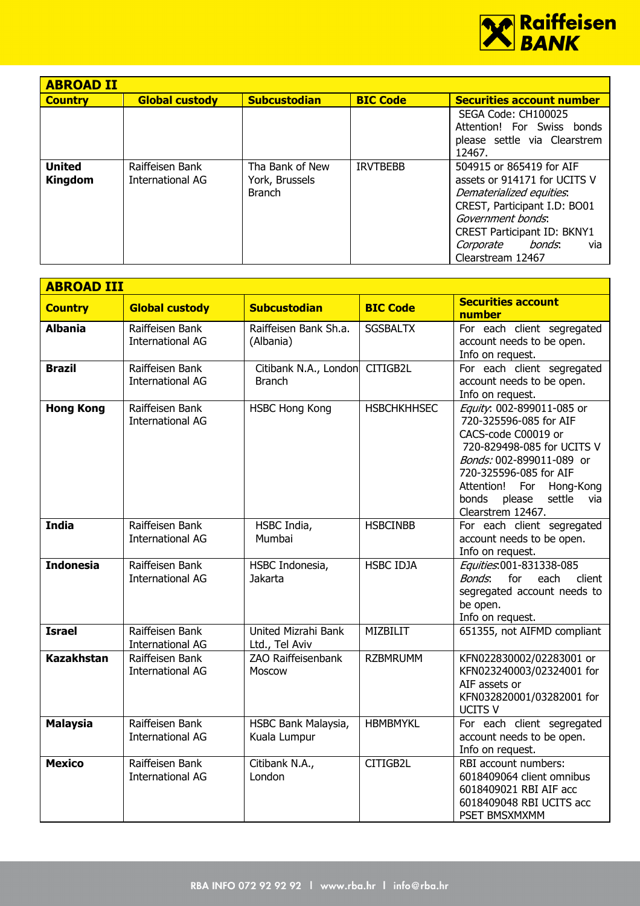| ABROAD II | | | | |
|---|---|---|---|---|
| **Country** | **Global custody** | **Subcustodian** | **BIC Code** | **Securities account number** |
| | | | | SEGA Code: CH100025 Attention! For Swiss bonds please settle via Clearstrem 12467. |
| **United Kingdom** | Raiffeisen Bank International AG | Tha Bank of New York, Brussels Branch | IRVTBEBB | 504915 or 865419 for AIF assets or 914171 for UCITS V *Dematerialized equities*: CREST, Participant I.D: BO01 *Government bonds*: CREST Participant ID: BKNY1 *Corporate bonds*: via Clearstream 12467 |

| ABROAD III | | | | |
|---|---|---|---|---|
| **Country** | **Global custody** | **Subcustodian** | **BIC Code** | **Securities account number** |
| **Albania** | Raiffeisen Bank International AG | Raiffeisen Bank Sh.a. (Albania) | SGSBALTX | For each client segregated account needs to be open. Info on request. |
| **Brazil** | Raiffeisen Bank International AG | Citibank N.A., London Branch | CITIGB2L | For each client segregated account needs to be open. Info on request. |
| **Hong Kong** | Raiffeisen Bank International AG | HSBC Hong Kong | HSBCHKHHSEC | *Equity*: 002-899011-085 or 720-325596-085 for AIF CACS-code C00019 or 720-829498-085 for UCITS V *Bonds:* 002-899011-089 or 720-325596-085 for AIF Attention! For Hong-Kong bonds please settle via Clearstrem 12467. |
| **India** | Raiffeisen Bank International AG | HSBC India, Mumbai | HSBCINBB | For each client segregated account needs to be open. Info on request. |
| **Indonesia** | Raiffeisen Bank International AG | HSBC Indonesia, Jakarta | HSBC IDJA | *Equities*:001-831338-085 *Bonds*: for each client segregated account needs to be open. Info on request. |
| **Israel** | Raiffeisen Bank International AG | United Mizrahi Bank Ltd., Tel Aviv | MIZBILIT | 651355, not AIFMD compliant |
| **Kazakhstan** | Raiffeisen Bank International AG | ZAO Raiffeisenbank Moscow | RZBMRUMM | KFN022830002/02283001 or KFN023240003/02324001 for AIF assets or KFN032820001/03282001 for UCITS V |
| **Malaysia** | Raiffeisen Bank International AG | HSBC Bank Malaysia, Kuala Lumpur | HBMBMYKL | For each client segregated account needs to be open. Info on request. |
| **Mexico** | Raiffeisen Bank International AG | Citibank N.A., London | CITIGB2L | RBI account numbers: 6018409064 client omnibus 6018409021 RBI AIF acc 6018409048 RBI UCITS acc PSET BMSXMXMM |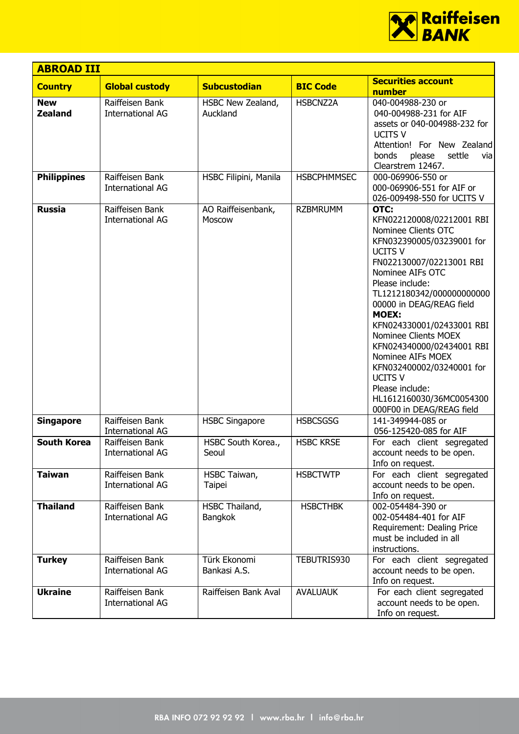| ABROAD III | | | | |
|---|---|---|---|---|
| **Country** | **Global custody** | **Subcustodian** | **BIC Code** | **Securities account number** |
| **New Zealand** | Raiffeisen Bank International AG | HSBC New Zealand, Auckland | HSBCNZ2A | 040-004988-230 or 040-004988-231 for AIF assets or 040-004988-232 for UCITS V<br>Attention! For New Zealand bonds please settle via Clearstrem 12467. |
| **Philippines** | Raiffeisen Bank International AG | HSBC Filipini, Manila | HSBCPHMMSEC | 000-069906-550 or 000-069906-551 for AIF or 026-009498-550 for UCITS V |
| **Russia** | Raiffeisen Bank International AG | AO Raiffeisenbank, Moscow | RZBMRUMM | **OTC:**<br>KFN022120008/02212001 RBI Nominee Clients OTC<br>KFN032390005/03239001 for UCITS V<br>FN022130007/02213001 RBI Nominee AIFs OTC<br>Please include: TL1212180342/00000000000000000 in DEAG/REAG field<br>**MOEX:**<br>KFN024330001/02433001 RBI Nominee Clients MOEX<br>KFN024340000/02434001 RBI Nominee AIFs MOEX<br>KFN032400002/03240001 for UCITS V<br>Please include: HL1612160030/36MC0054300000F00 in DEAG/REAG field |
| **Singapore** | Raiffeisen Bank International AG | HSBC Singapore | HSBCSGSG | 141-349944-085 or 056-125420-085 for AIF |
| **South Korea** | Raiffeisen Bank International AG | HSBC South Korea., Seoul | HSBC KRSE | For each client segregated account needs to be open. Info on request. |
| **Taiwan** | Raiffeisen Bank International AG | HSBC Taiwan, Taipei | HSBCTWTP | For each client segregated account needs to be open. Info on request. |
| **Thailand** | Raiffeisen Bank International AG | HSBC Thailand, Bangkok | HSBCTHBK | 002-054484-390 or 002-054484-401 for AIF<br>Requirement: Dealing Price must be included in all instructions. |
| **Turkey** | Raiffeisen Bank International AG | Türk Ekonomi Bankasi A.S. | TEBUTRIS930 | For each client segregated account needs to be open. Info on request. |
| **Ukraine** | Raiffeisen Bank International AG | Raiffeisen Bank Aval | AVALUAUK | For each client segregated account needs to be open. Info on request. |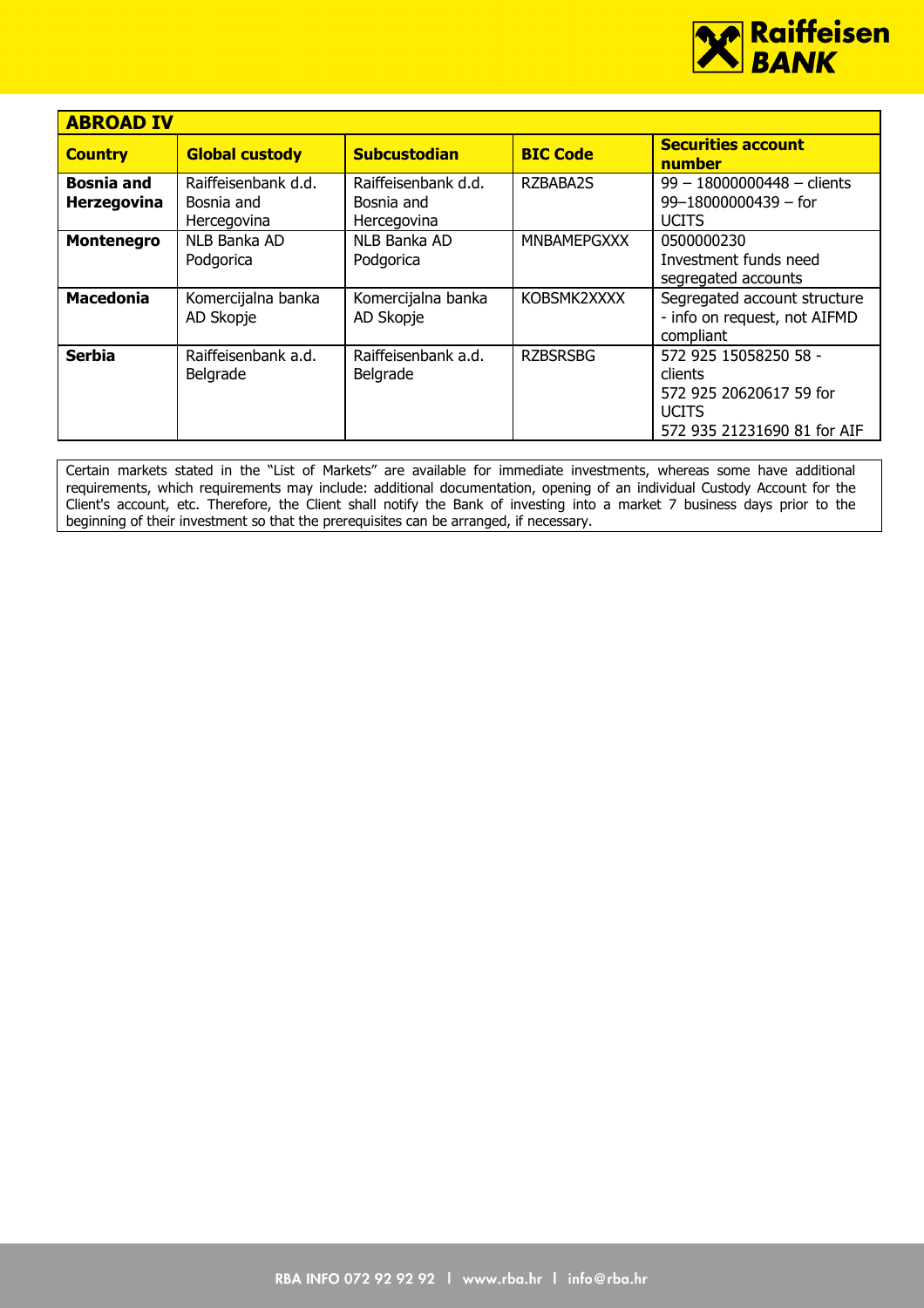| ABROAD IV | | | | |
|---|---|---|---|---|
| **Country** | **Global custody** | **Subcustodian** | **BIC Code** | **Securities account number** |
| **Bosnia and Herzegovina** | Raiffeisenbank d.d. Bosnia and Hercegovina | Raiffeisenbank d.d. Bosnia and Hercegovina | RZBABA2S | 99 – 18000000448 – clients<br>99–18000000439 – for UCITS |
| **Montenegro** | NLB Banka AD Podgorica | NLB Banka AD Podgorica | MNBAMEPGXXX | 0500000230<br>Investment funds need segregated accounts |
| **Macedonia** | Komercijalna banka AD Skopje | Komercijalna banka AD Skopje | KOBSMK2XXXX | Segregated account structure - info on request, not AIFMD compliant |
| **Serbia** | Raiffeisenbank a.d. Belgrade | Raiffeisenbank a.d. Belgrade | RZBSRSBG | 572 925 15058250 58 - clients<br>572 925 20620617 59 for UCITS<br>572 935 21231690 81 for AIF |

Certain markets stated in the "List of Markets" are available for immediate investments, whereas some have additional requirements, which requirements may include: additional documentation, opening of an individual Custody Account for the Client's account, etc. Therefore, the Client shall notify the Bank of investing into a market 7 business days prior to the beginning of their investment so that the prerequisites can be arranged, if necessary.